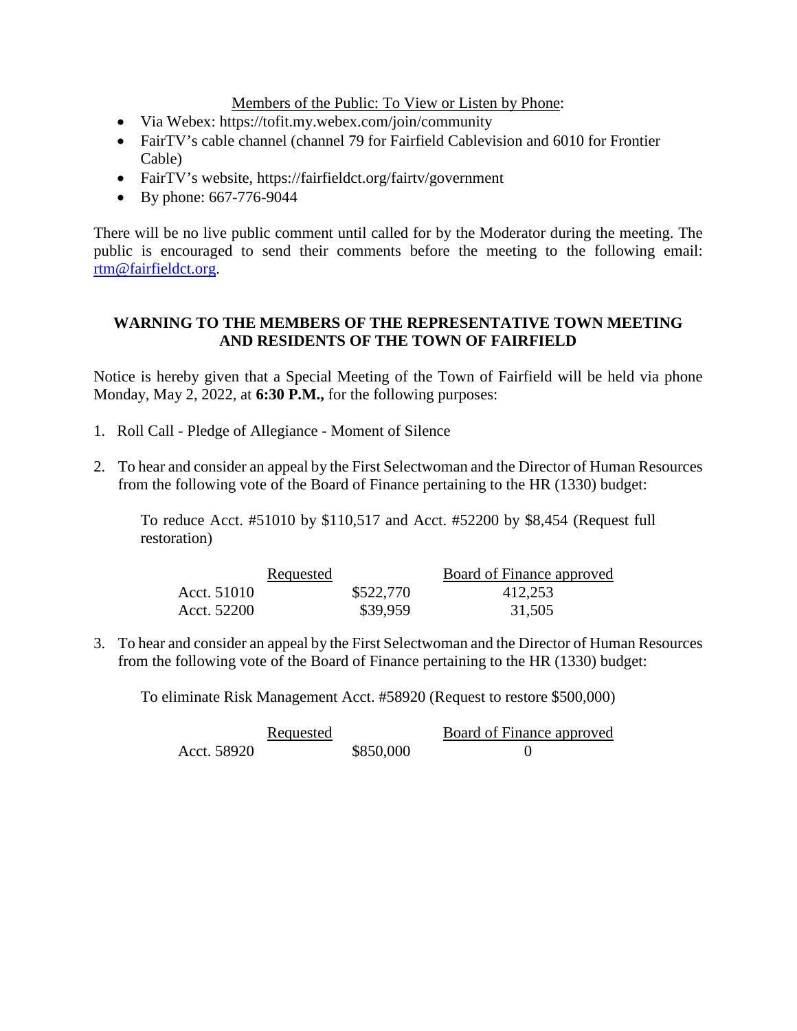Members of the Public: To View or Listen by Phone:

- Via Webex: https://tofit.my.webex.com/join/community
- FairTV's cable channel (channel 79 for Fairfield Cablevision and 6010 for Frontier Cable)
- FairTV's website, https://fairfieldct.org/fairtv/government
- By phone: 667-776-9044

There will be no live public comment until called for by the Moderator during the meeting. The public is encouraged to send their comments before the meeting to the following email: rtm@fairfieldct.org.

**WARNING TO THE MEMBERS OF THE REPRESENTATIVE TOWN MEETING AND RESIDENTS OF THE TOWN OF FAIRFIELD**

Notice is hereby given that a Special Meeting of the Town of Fairfield will be held via phone Monday, May 2, 2022, at **6:30 P.M.,** for the following purposes:

1. Roll Call - Pledge of Allegiance - Moment of Silence

2. To hear and consider an appeal by the First Selectwoman and the Director of Human Resources from the following vote of the Board of Finance pertaining to the HR (1330) budget:

   To reduce Acct. #51010 by $110,517 and Acct. #52200 by $8,454 (Request full restoration)

| | Requested | Board of Finance approved |
|---|---|---|
| Acct. 51010 | $522,770 | 412,253 |
| Acct. 52200 | $39,959 | 31,505 |

3. To hear and consider an appeal by the First Selectwoman and the Director of Human Resources from the following vote of the Board of Finance pertaining to the HR (1330) budget:

   To eliminate Risk Management Acct. #58920 (Request to restore $500,000)

| | Requested | Board of Finance approved |
|---|---|---|
| Acct. 58920 | $850,000 | 0 |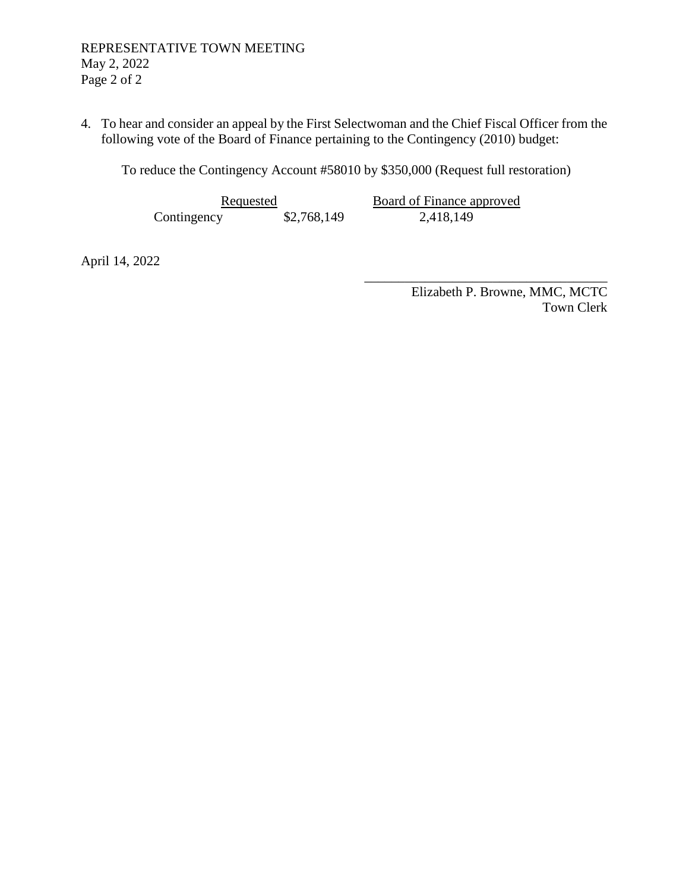4. To hear and consider an appeal by the First Selectwoman and the Chief Fiscal Officer from the following vote of the Board of Finance pertaining to the Contingency (2010) budget:

   To reduce the Contingency Account #58010 by $350,000 (Request full restoration)

| | Requested | Board of Finance approved |
|---|---|---|
| Contingency | $2,768,149 | 2,418,149 |

April 14, 2022

\_\_\_\_\_\_\_\_\_\_\_\_\_\_\_\_\_\_\_\_\_\_\_\_\_\_\_\_\_\_\_\_\_\_\_\_

Elizabeth P. Browne, MMC, MCTC
Town Clerk